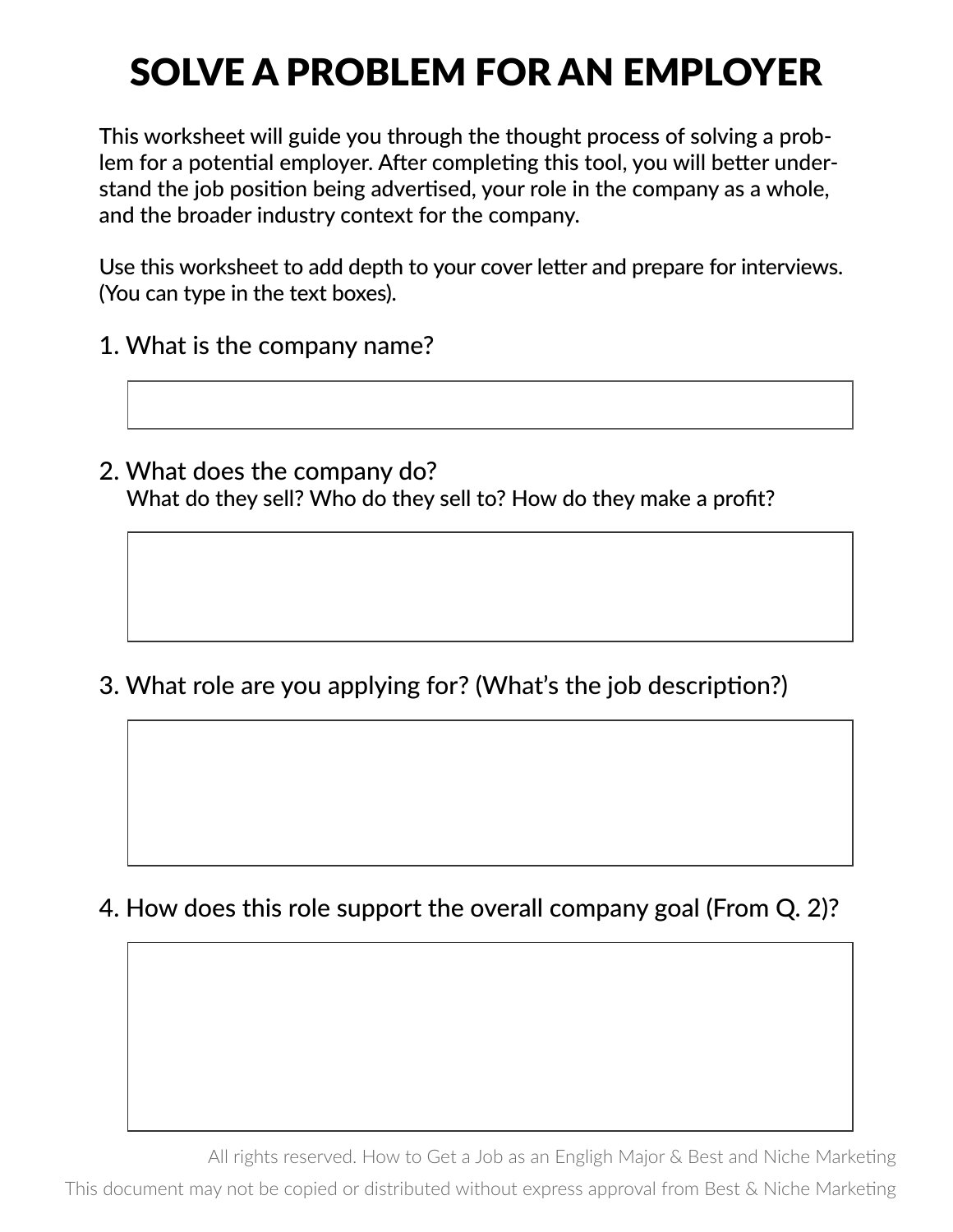# SOLVE A PROBLEM FOR AN EMPLOYER

This worksheet will guide you through the thought process of solving a problem for a potential employer. After completing this tool, you will better understand the job position being advertised, your role in the company as a whole, and the broader industry context for the company.

Use this worksheet to add depth to your cover letter and prepare for interviews. (You can type in the text boxes).

1. What is the company name?

2. What does the company do?
   What do they sell? Who do they sell to? How do they make a profit?

3. What role are you applying for? (What's the job description?)

4. How does this role support the overall company goal (From Q. 2)?

All rights reserved. How to Get a Job as an Engligh Major & Best and Niche Marketing

This document may not be copied or distributed without express approval from Best & Niche Marketing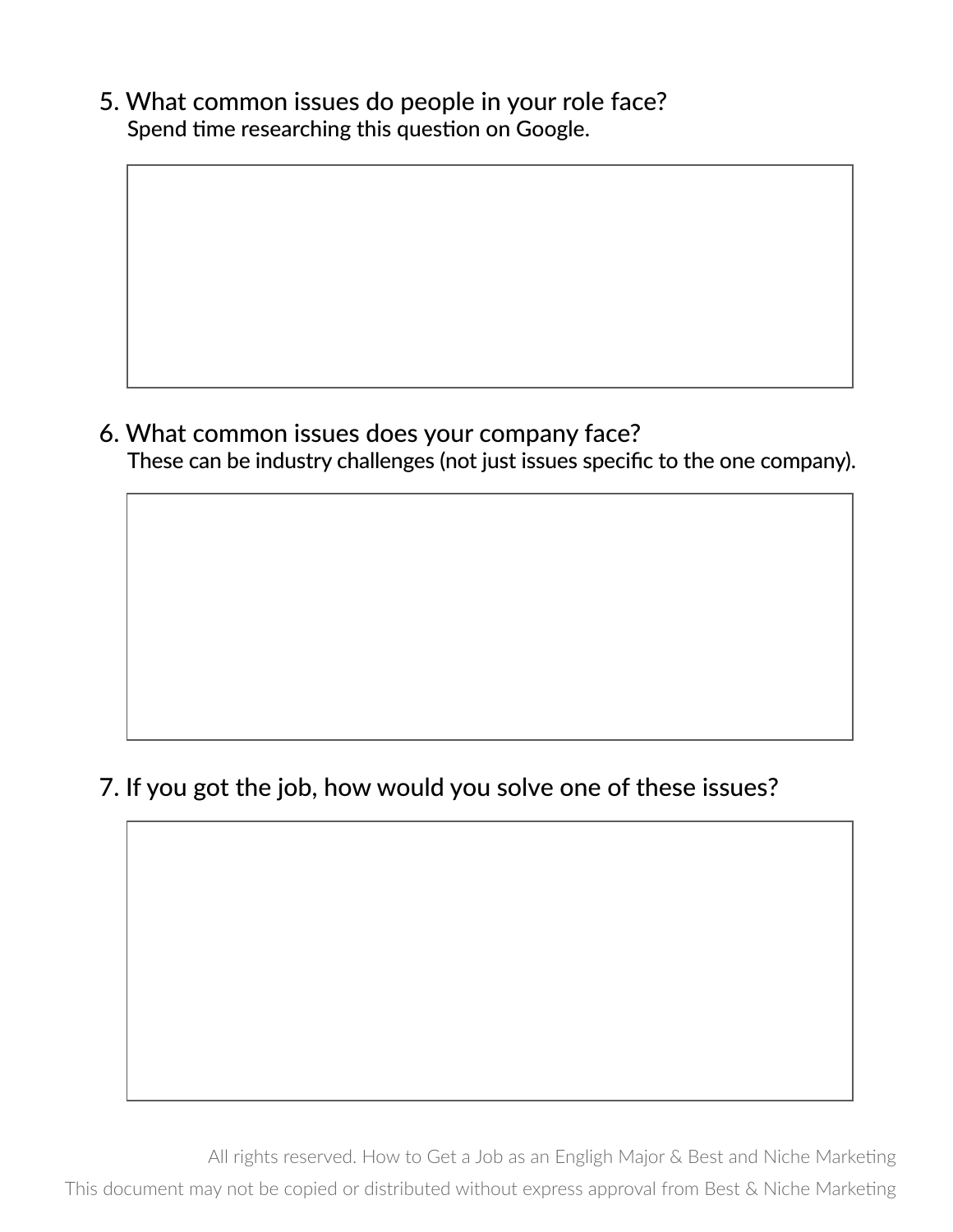5. What common issues do people in your role face?
   Spend time researching this question on Google.

6. What common issues does your company face?
   These can be industry challenges (not just issues specific to the one company).

7. If you got the job, how would you solve one of these issues?

All rights reserved. How to Get a Job as an Engligh Major & Best and Niche Marketing
This document may not be copied or distributed without express approval from Best & Niche Marketing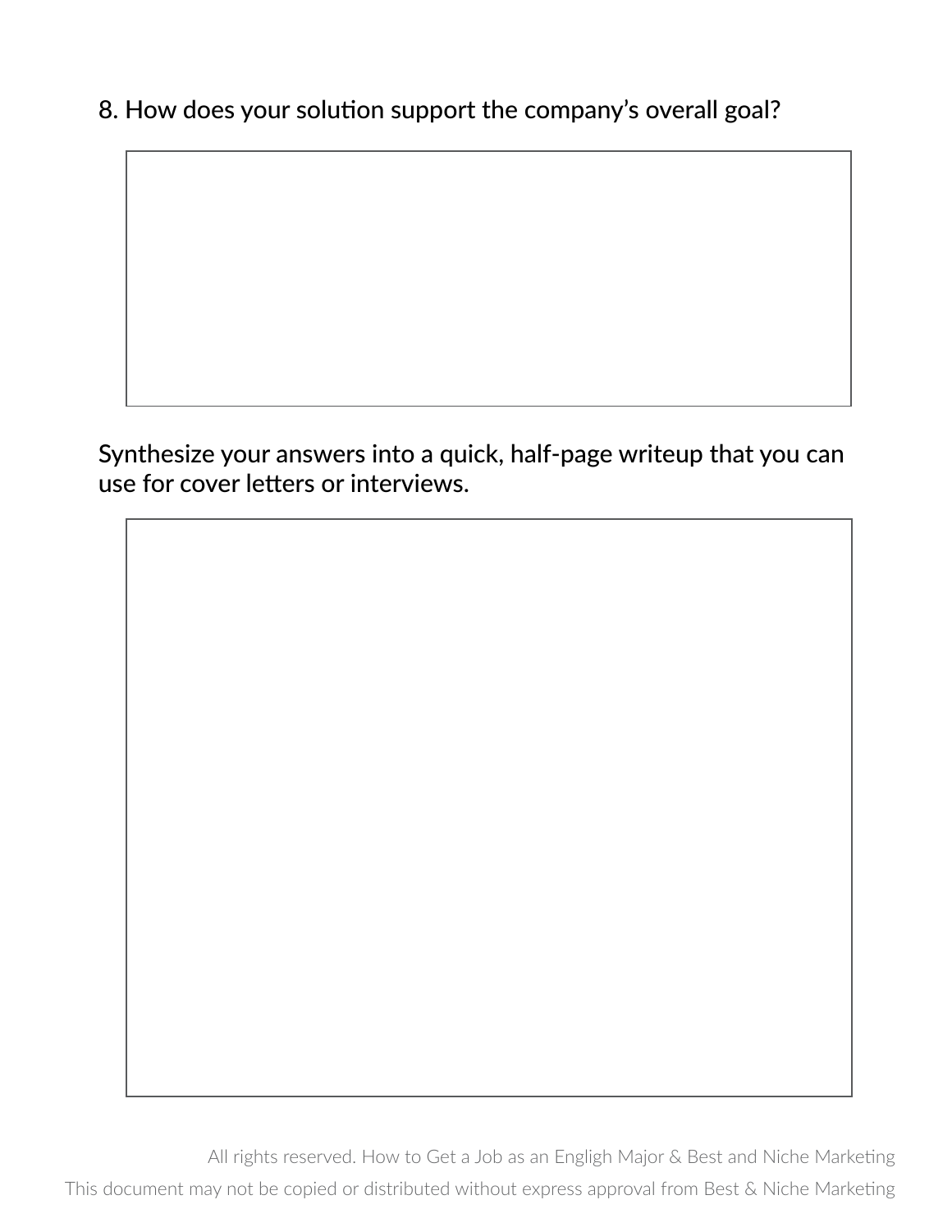8. How does your solution support the company's overall goal?

Synthesize your answers into a quick, half-page writeup that you can use for cover letters or interviews.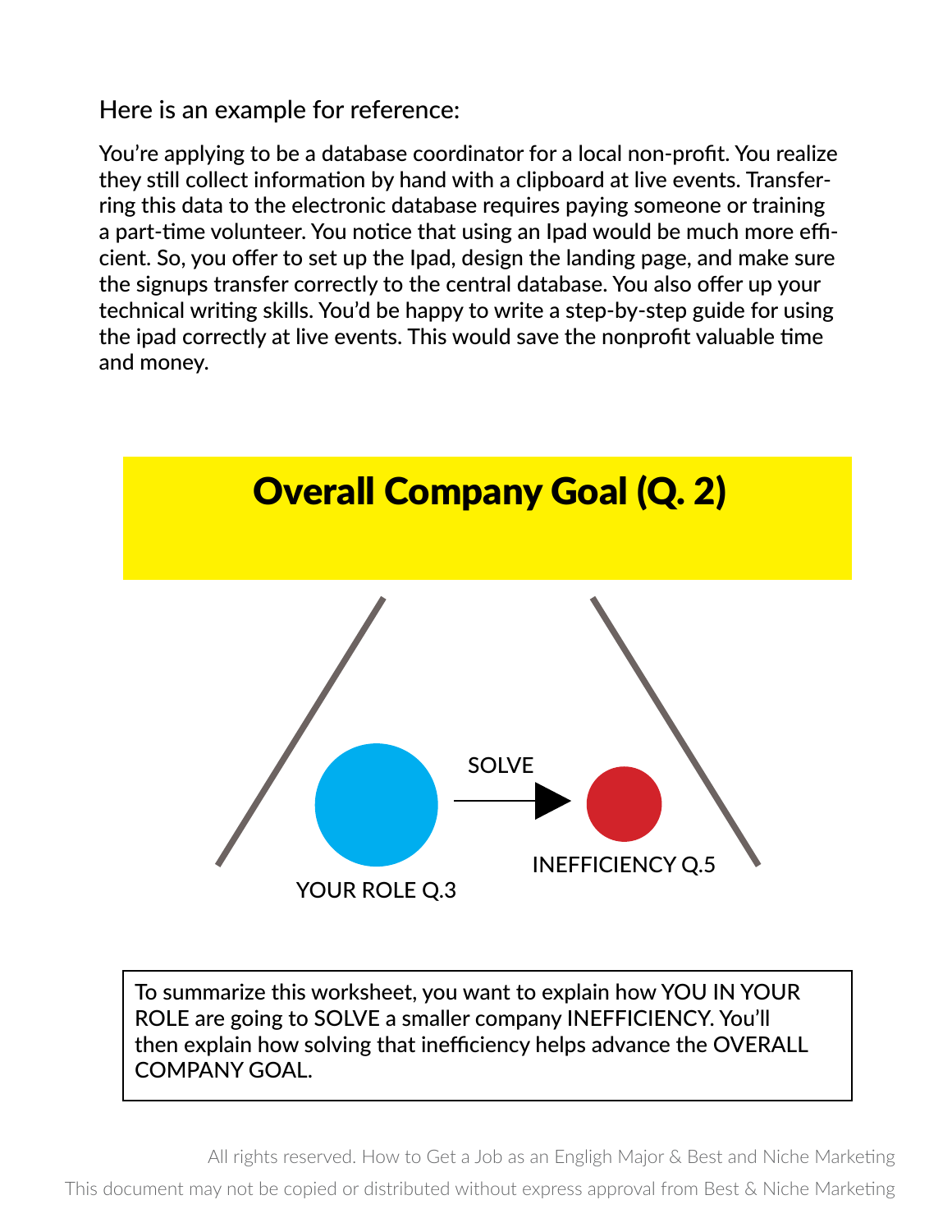Here is an example for reference:

You're applying to be a database coordinator for a local non-profit. You realize they still collect information by hand with a clipboard at live events. Transferring this data to the electronic database requires paying someone or training a part-time volunteer. You notice that using an Ipad would be much more efficient. So, you offer to set up the Ipad, design the landing page, and make sure the signups transfer correctly to the central database. You also offer up your technical writing skills. You'd be happy to write a step-by-step guide for using the ipad correctly at live events. This would save the nonprofit valuable time and money.

## Overall Company Goal (Q. 2)

SOLVE

YOUR ROLE Q.3

INEFFICIENCY Q.5

To summarize this worksheet, you want to explain how YOU IN YOUR ROLE are going to SOLVE a smaller company INEFFICIENCY. You'll then explain how solving that inefficiency helps advance the OVERALL COMPANY GOAL.

All rights reserved. How to Get a Job as an Engligh Major & Best and Niche Marketing

This document may not be copied or distributed without express approval from Best & Niche Marketing